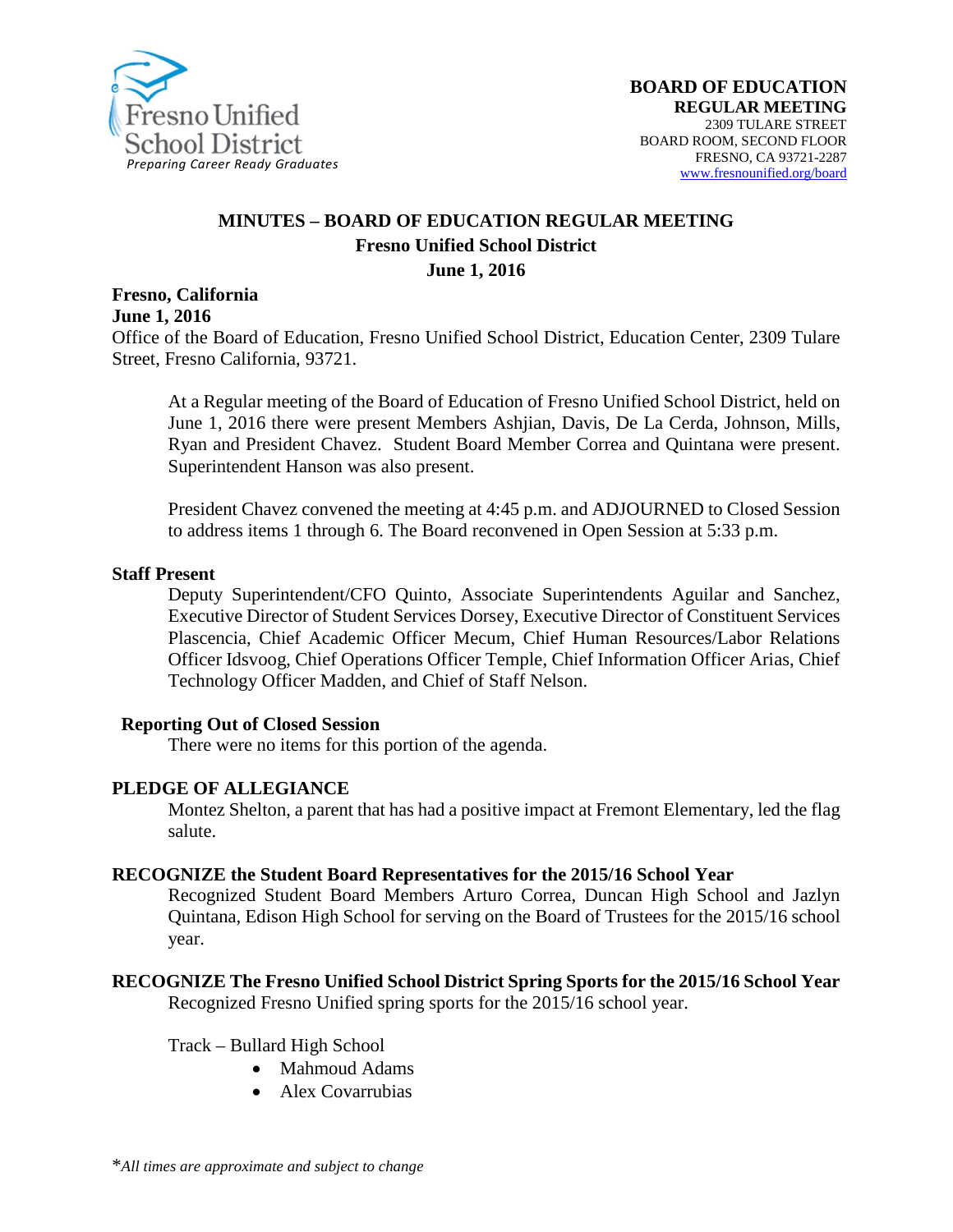Fresno Unified School District
*Preparing Career Ready Graduates*

**BOARD OF EDUCATION**
**REGULAR MEETING**
2309 TULARE STREET
BOARD ROOM, SECOND FLOOR
FRESNO, CA 93721-2287
www.fresnounified.org/board

# MINUTES – BOARD OF EDUCATION REGULAR MEETING
## Fresno Unified School District
## June 1, 2016

**Fresno, California**
**June 1, 2016**
Office of the Board of Education, Fresno Unified School District, Education Center, 2309 Tulare Street, Fresno California, 93721.

At a Regular meeting of the Board of Education of Fresno Unified School District, held on June 1, 2016 there were present Members Ashjian, Davis, De La Cerda, Johnson, Mills, Ryan and President Chavez. Student Board Member Correa and Quintana were present. Superintendent Hanson was also present.

President Chavez convened the meeting at 4:45 p.m. and ADJOURNED to Closed Session to address items 1 through 6. The Board reconvened in Open Session at 5:33 p.m.

### Staff Present

Deputy Superintendent/CFO Quinto, Associate Superintendents Aguilar and Sanchez, Executive Director of Student Services Dorsey, Executive Director of Constituent Services Plascencia, Chief Academic Officer Mecum, Chief Human Resources/Labor Relations Officer Idsvoog, Chief Operations Officer Temple, Chief Information Officer Arias, Chief Technology Officer Madden, and Chief of Staff Nelson.

### Reporting Out of Closed Session

There were no items for this portion of the agenda.

### PLEDGE OF ALLEGIANCE

Montez Shelton, a parent that has had a positive impact at Fremont Elementary, led the flag salute.

### RECOGNIZE the Student Board Representatives for the 2015/16 School Year

Recognized Student Board Members Arturo Correa, Duncan High School and Jazlyn Quintana, Edison High School for serving on the Board of Trustees for the 2015/16 school year.

### RECOGNIZE The Fresno Unified School District Spring Sports for the 2015/16 School Year

Recognized Fresno Unified spring sports for the 2015/16 school year.

Track – Bullard High School

- Mahmoud Adams
- Alex Covarrubias

*\*All times are approximate and subject to change*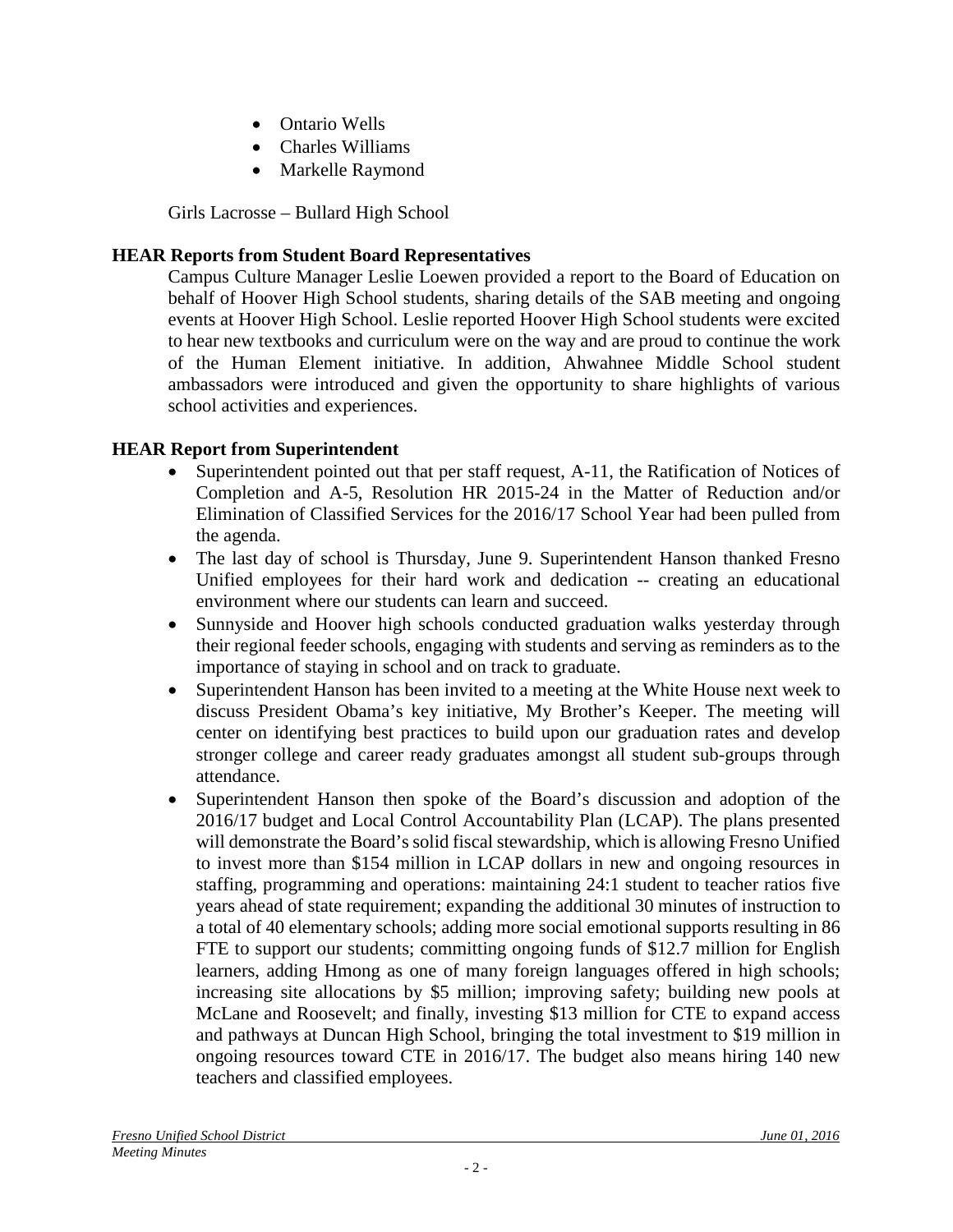- Ontario Wells
- Charles Williams
- Markelle Raymond

Girls Lacrosse – Bullard High School

**HEAR Reports from Student Board Representatives**

Campus Culture Manager Leslie Loewen provided a report to the Board of Education on behalf of Hoover High School students, sharing details of the SAB meeting and ongoing events at Hoover High School. Leslie reported Hoover High School students were excited to hear new textbooks and curriculum were on the way and are proud to continue the work of the Human Element initiative. In addition, Ahwahnee Middle School student ambassadors were introduced and given the opportunity to share highlights of various school activities and experiences.

**HEAR Report from Superintendent**

- Superintendent pointed out that per staff request, A-11, the Ratification of Notices of Completion and A-5, Resolution HR 2015-24 in the Matter of Reduction and/or Elimination of Classified Services for the 2016/17 School Year had been pulled from the agenda.
- The last day of school is Thursday, June 9. Superintendent Hanson thanked Fresno Unified employees for their hard work and dedication -- creating an educational environment where our students can learn and succeed.
- Sunnyside and Hoover high schools conducted graduation walks yesterday through their regional feeder schools, engaging with students and serving as reminders as to the importance of staying in school and on track to graduate.
- Superintendent Hanson has been invited to a meeting at the White House next week to discuss President Obama's key initiative, My Brother's Keeper. The meeting will center on identifying best practices to build upon our graduation rates and develop stronger college and career ready graduates amongst all student sub-groups through attendance.
- Superintendent Hanson then spoke of the Board's discussion and adoption of the 2016/17 budget and Local Control Accountability Plan (LCAP). The plans presented will demonstrate the Board's solid fiscal stewardship, which is allowing Fresno Unified to invest more than $154 million in LCAP dollars in new and ongoing resources in staffing, programming and operations: maintaining 24:1 student to teacher ratios five years ahead of state requirement; expanding the additional 30 minutes of instruction to a total of 40 elementary schools; adding more social emotional supports resulting in 86 FTE to support our students; committing ongoing funds of $12.7 million for English learners, adding Hmong as one of many foreign languages offered in high schools; increasing site allocations by $5 million; improving safety; building new pools at McLane and Roosevelt; and finally, investing $13 million for CTE to expand access and pathways at Duncan High School, bringing the total investment to $19 million in ongoing resources toward CTE in 2016/17. The budget also means hiring 140 new teachers and classified employees.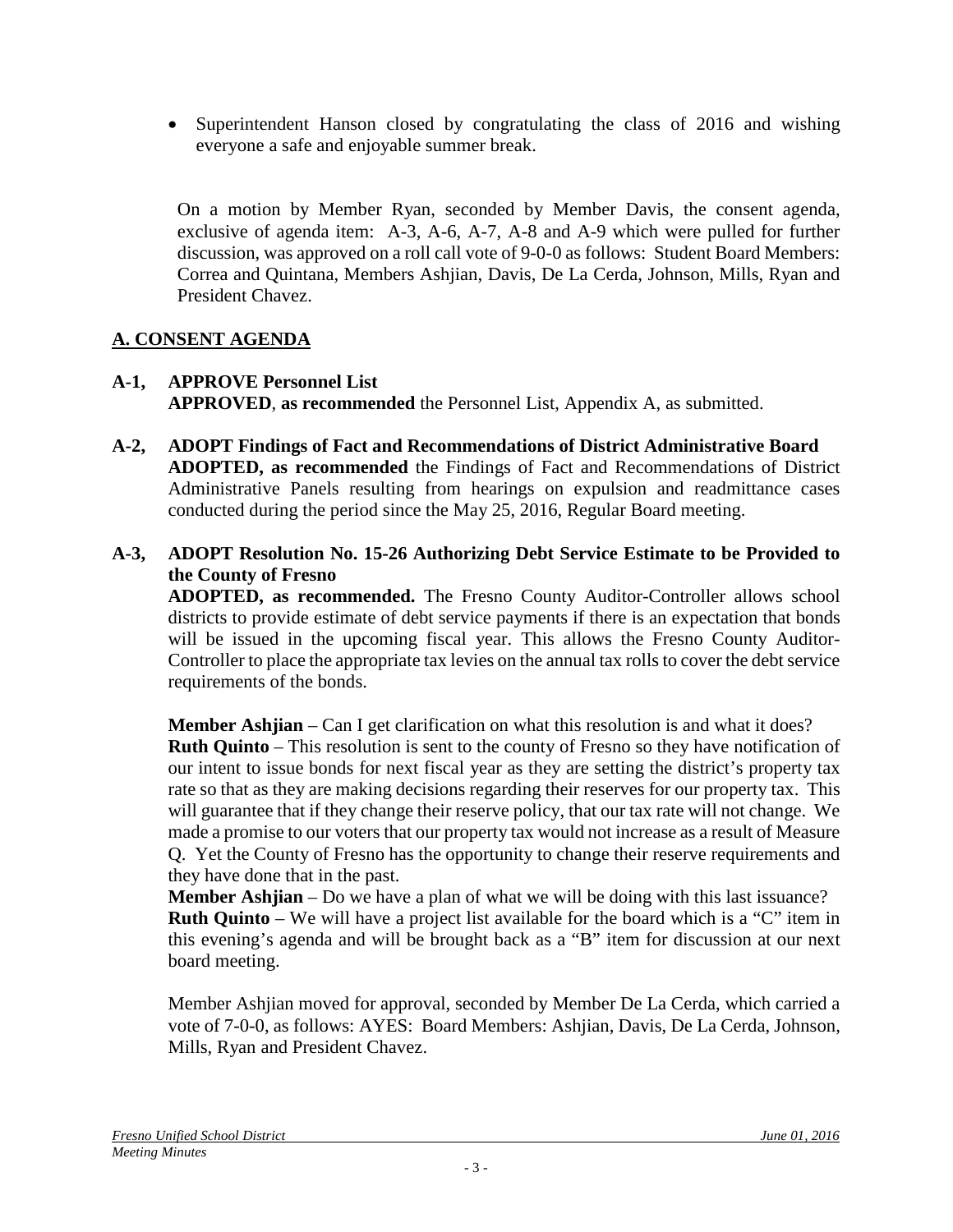- Superintendent Hanson closed by congratulating the class of 2016 and wishing everyone a safe and enjoyable summer break.

On a motion by Member Ryan, seconded by Member Davis, the consent agenda, exclusive of agenda item: A-3, A-6, A-7, A-8 and A-9 which were pulled for further discussion, was approved on a roll call vote of 9-0-0 as follows: Student Board Members: Correa and Quintana, Members Ashjian, Davis, De La Cerda, Johnson, Mills, Ryan and President Chavez.

## A. CONSENT AGENDA

**A-1, APPROVE Personnel List**
**APPROVED**, **as recommended** the Personnel List, Appendix A, as submitted.

**A-2, ADOPT Findings of Fact and Recommendations of District Administrative Board**
**ADOPTED, as recommended** the Findings of Fact and Recommendations of District Administrative Panels resulting from hearings on expulsion and readmittance cases conducted during the period since the May 25, 2016, Regular Board meeting.

**A-3, ADOPT Resolution No. 15-26 Authorizing Debt Service Estimate to be Provided to the County of Fresno**
**ADOPTED, as recommended.** The Fresno County Auditor-Controller allows school districts to provide estimate of debt service payments if there is an expectation that bonds will be issued in the upcoming fiscal year. This allows the Fresno County Auditor-Controller to place the appropriate tax levies on the annual tax rolls to cover the debt service requirements of the bonds.

**Member Ashjian** – Can I get clarification on what this resolution is and what it does?
**Ruth Quinto** – This resolution is sent to the county of Fresno so they have notification of our intent to issue bonds for next fiscal year as they are setting the district's property tax rate so that as they are making decisions regarding their reserves for our property tax. This will guarantee that if they change their reserve policy, that our tax rate will not change. We made a promise to our voters that our property tax would not increase as a result of Measure Q. Yet the County of Fresno has the opportunity to change their reserve requirements and they have done that in the past.
**Member Ashjian** – Do we have a plan of what we will be doing with this last issuance?
**Ruth Quinto** – We will have a project list available for the board which is a "C" item in this evening's agenda and will be brought back as a "B" item for discussion at our next board meeting.

Member Ashjian moved for approval, seconded by Member De La Cerda, which carried a vote of 7-0-0, as follows: AYES: Board Members: Ashjian, Davis, De La Cerda, Johnson, Mills, Ryan and President Chavez.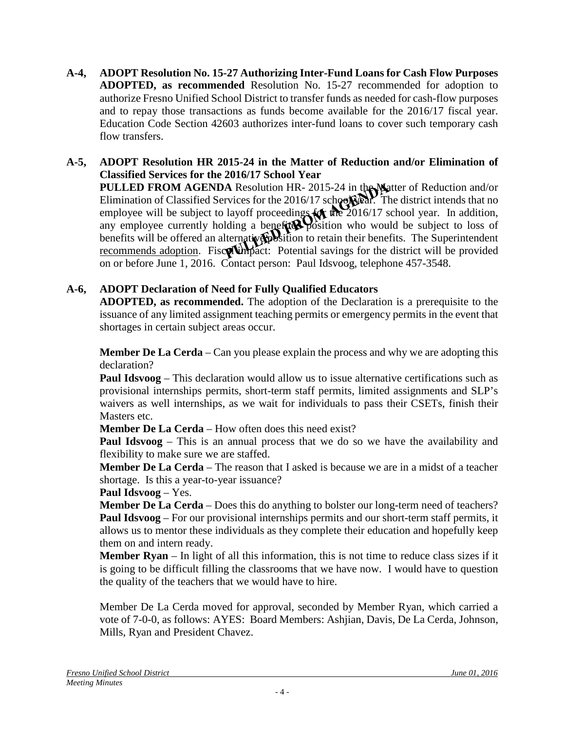**A-4, ADOPT Resolution No. 15-27 Authorizing Inter-Fund Loans for Cash Flow Purposes**
**ADOPTED, as recommended** Resolution No. 15-27 recommended for adoption to authorize Fresno Unified School District to transfer funds as needed for cash-flow purposes and to repay those transactions as funds become available for the 2016/17 fiscal year. Education Code Section 42603 authorizes inter-fund loans to cover such temporary cash flow transfers.

**A-5, ADOPT Resolution HR 2015-24 in the Matter of Reduction and/or Elimination of Classified Services for the 2016/17 School Year**
**PULLED FROM AGENDA** Resolution HR- 2015-24 in the Matter of Reduction and/or Elimination of Classified Services for the 2016/17 school year. The district intends that no employee will be subject to layoff proceedings for the 2016/17 school year. In addition, any employee currently holding a benefited position who would be subject to loss of benefits will be offered an alternative position to retain their benefits. The Superintendent recommends adoption. Fiscal Impact: Potential savings for the district will be provided on or before June 1, 2016. Contact person: Paul Idsvoog, telephone 457-3548.

PULLED FROM AGENDA

**A-6, ADOPT Declaration of Need for Fully Qualified Educators**
**ADOPTED, as recommended.** The adoption of the Declaration is a prerequisite to the issuance of any limited assignment teaching permits or emergency permits in the event that shortages in certain subject areas occur.

**Member De La Cerda** – Can you please explain the process and why we are adopting this declaration?
**Paul Idsvoog** – This declaration would allow us to issue alternative certifications such as provisional internships permits, short-term staff permits, limited assignments and SLP's waivers as well internships, as we wait for individuals to pass their CSETs, finish their Masters etc.
**Member De La Cerda** – How often does this need exist?
**Paul Idsvoog** – This is an annual process that we do so we have the availability and flexibility to make sure we are staffed.
**Member De La Cerda** – The reason that I asked is because we are in a midst of a teacher shortage. Is this a year-to-year issuance?
**Paul Idsvoog** – Yes.
**Member De La Cerda** – Does this do anything to bolster our long-term need of teachers?
**Paul Idsvoog** – For our provisional internships permits and our short-term staff permits, it allows us to mentor these individuals as they complete their education and hopefully keep them on and intern ready.
**Member Ryan** – In light of all this information, this is not time to reduce class sizes if it is going to be difficult filling the classrooms that we have now. I would have to question the quality of the teachers that we would have to hire.

Member De La Cerda moved for approval, seconded by Member Ryan, which carried a vote of 7-0-0, as follows: AYES: Board Members: Ashjian, Davis, De La Cerda, Johnson, Mills, Ryan and President Chavez.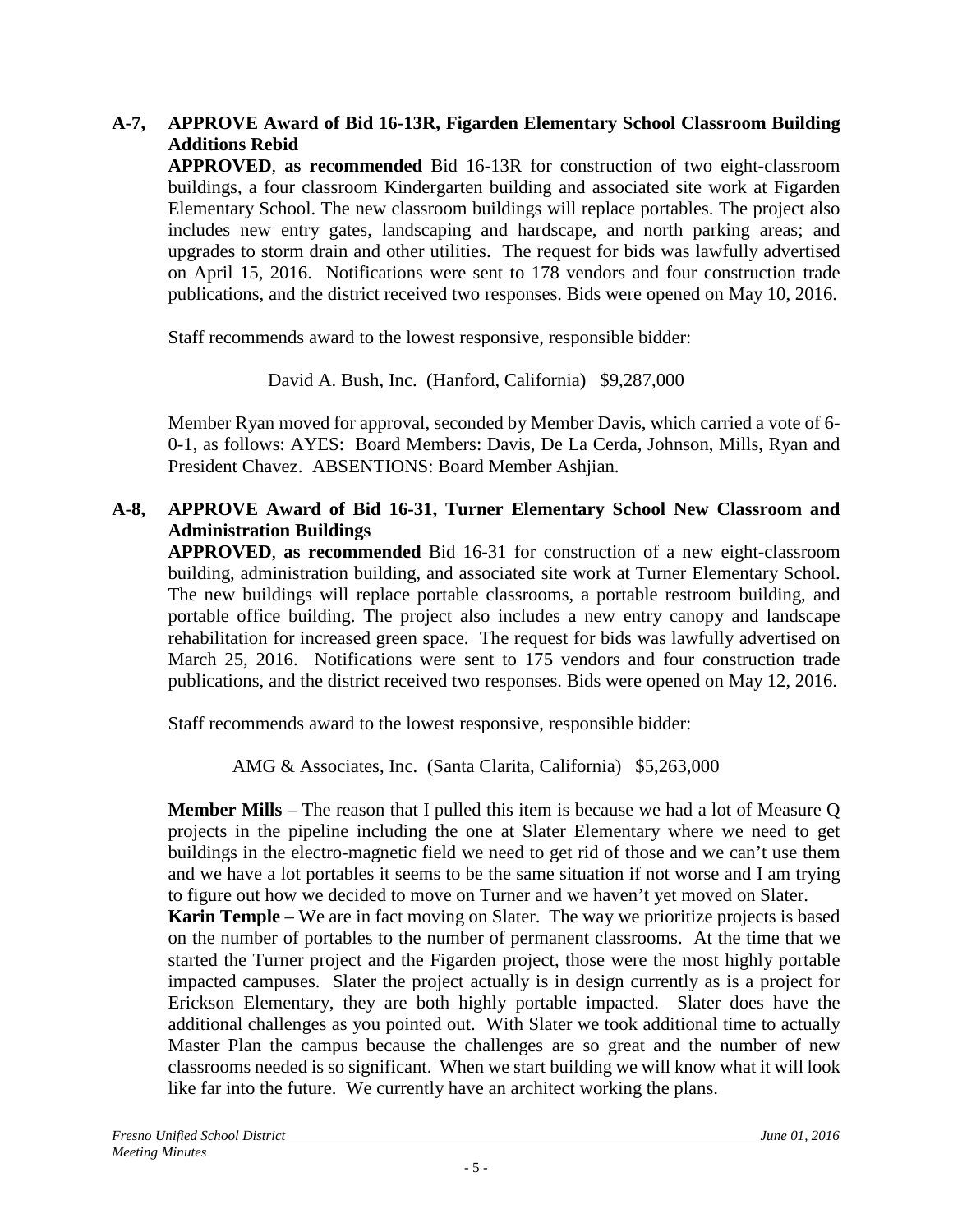**A-7, APPROVE Award of Bid 16-13R, Figarden Elementary School Classroom Building Additions Rebid**

**APPROVED**, **as recommended** Bid 16-13R for construction of two eight-classroom buildings, a four classroom Kindergarten building and associated site work at Figarden Elementary School. The new classroom buildings will replace portables. The project also includes new entry gates, landscaping and hardscape, and north parking areas; and upgrades to storm drain and other utilities. The request for bids was lawfully advertised on April 15, 2016. Notifications were sent to 178 vendors and four construction trade publications, and the district received two responses. Bids were opened on May 10, 2016.

Staff recommends award to the lowest responsive, responsible bidder:

David A. Bush, Inc. (Hanford, California) $9,287,000

Member Ryan moved for approval, seconded by Member Davis, which carried a vote of 6-0-1, as follows: AYES: Board Members: Davis, De La Cerda, Johnson, Mills, Ryan and President Chavez. ABSENTIONS: Board Member Ashjian.

**A-8, APPROVE Award of Bid 16-31, Turner Elementary School New Classroom and Administration Buildings**

**APPROVED**, **as recommended** Bid 16-31 for construction of a new eight-classroom building, administration building, and associated site work at Turner Elementary School. The new buildings will replace portable classrooms, a portable restroom building, and portable office building. The project also includes a new entry canopy and landscape rehabilitation for increased green space. The request for bids was lawfully advertised on March 25, 2016. Notifications were sent to 175 vendors and four construction trade publications, and the district received two responses. Bids were opened on May 12, 2016.

Staff recommends award to the lowest responsive, responsible bidder:

AMG & Associates, Inc. (Santa Clarita, California) $5,263,000

**Member Mills** – The reason that I pulled this item is because we had a lot of Measure Q projects in the pipeline including the one at Slater Elementary where we need to get buildings in the electro-magnetic field we need to get rid of those and we can't use them and we have a lot portables it seems to be the same situation if not worse and I am trying to figure out how we decided to move on Turner and we haven't yet moved on Slater.

**Karin Temple** – We are in fact moving on Slater. The way we prioritize projects is based on the number of portables to the number of permanent classrooms. At the time that we started the Turner project and the Figarden project, those were the most highly portable impacted campuses. Slater the project actually is in design currently as is a project for Erickson Elementary, they are both highly portable impacted. Slater does have the additional challenges as you pointed out. With Slater we took additional time to actually Master Plan the campus because the challenges are so great and the number of new classrooms needed is so significant. When we start building we will know what it will look like far into the future. We currently have an architect working the plans.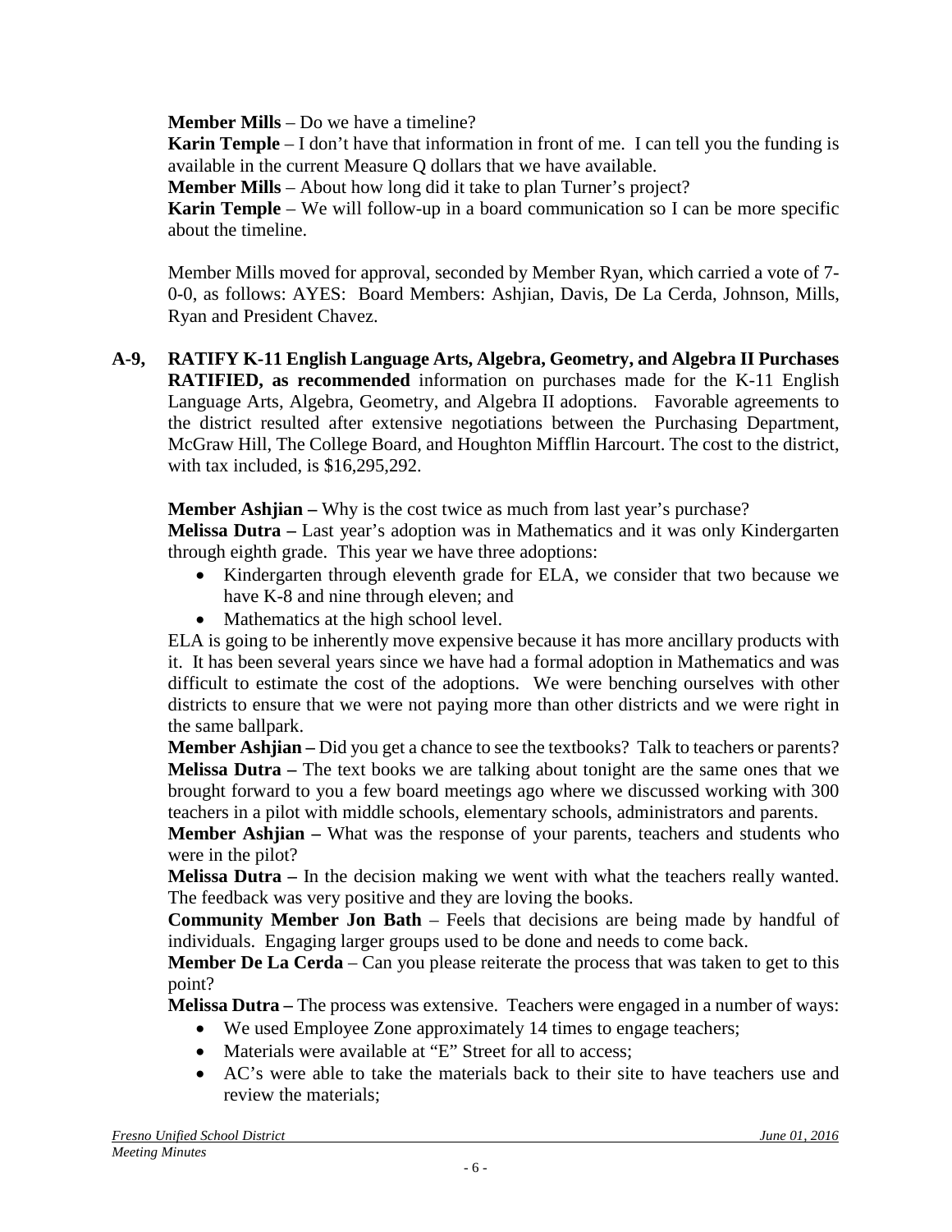**Member Mills** – Do we have a timeline?

**Karin Temple** – I don't have that information in front of me. I can tell you the funding is available in the current Measure Q dollars that we have available.

**Member Mills** – About how long did it take to plan Turner's project?

**Karin Temple** – We will follow-up in a board communication so I can be more specific about the timeline.

Member Mills moved for approval, seconded by Member Ryan, which carried a vote of 7-0-0, as follows: AYES: Board Members: Ashjian, Davis, De La Cerda, Johnson, Mills, Ryan and President Chavez.

**A-9, RATIFY K-11 English Language Arts, Algebra, Geometry, and Algebra II Purchases**
**RATIFIED, as recommended** information on purchases made for the K-11 English Language Arts, Algebra, Geometry, and Algebra II adoptions. Favorable agreements to the district resulted after extensive negotiations between the Purchasing Department, McGraw Hill, The College Board, and Houghton Mifflin Harcourt. The cost to the district, with tax included, is $16,295,292.

**Member Ashjian –** Why is the cost twice as much from last year's purchase?

**Melissa Dutra –** Last year's adoption was in Mathematics and it was only Kindergarten through eighth grade. This year we have three adoptions:

- Kindergarten through eleventh grade for ELA, we consider that two because we have K-8 and nine through eleven; and
- Mathematics at the high school level.

ELA is going to be inherently move expensive because it has more ancillary products with it. It has been several years since we have had a formal adoption in Mathematics and was difficult to estimate the cost of the adoptions. We were benching ourselves with other districts to ensure that we were not paying more than other districts and we were right in the same ballpark.

**Member Ashjian –** Did you get a chance to see the textbooks? Talk to teachers or parents?

**Melissa Dutra –** The text books we are talking about tonight are the same ones that we brought forward to you a few board meetings ago where we discussed working with 300 teachers in a pilot with middle schools, elementary schools, administrators and parents.

**Member Ashjian –** What was the response of your parents, teachers and students who were in the pilot?

**Melissa Dutra –** In the decision making we went with what the teachers really wanted. The feedback was very positive and they are loving the books.

**Community Member Jon Bath** – Feels that decisions are being made by handful of individuals. Engaging larger groups used to be done and needs to come back.

**Member De La Cerda** – Can you please reiterate the process that was taken to get to this point?

**Melissa Dutra –** The process was extensive. Teachers were engaged in a number of ways:

- We used Employee Zone approximately 14 times to engage teachers;
- Materials were available at "E" Street for all to access;
- AC's were able to take the materials back to their site to have teachers use and review the materials;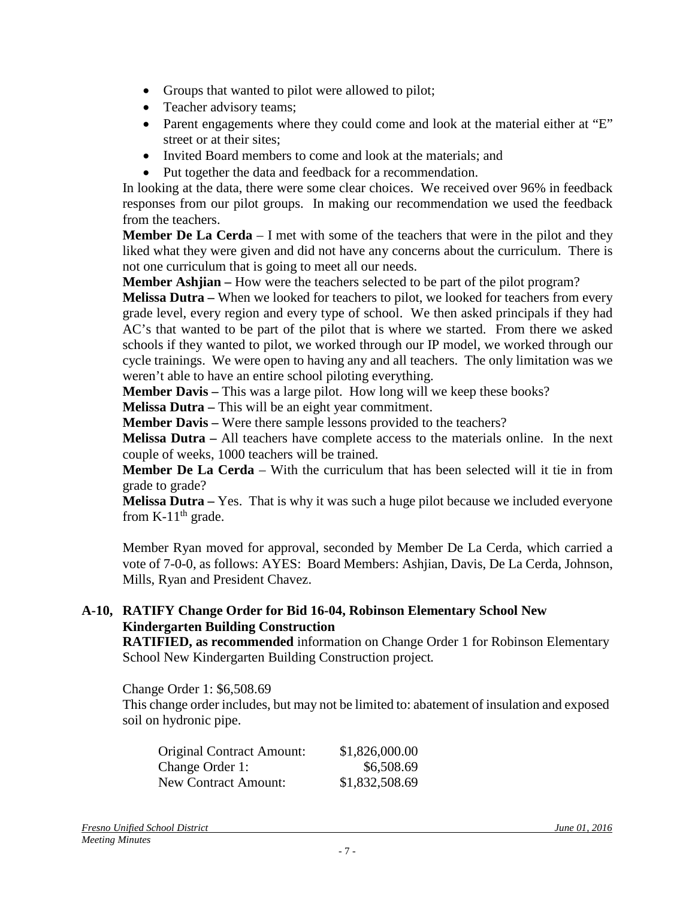- Groups that wanted to pilot were allowed to pilot;
- Teacher advisory teams;
- Parent engagements where they could come and look at the material either at "E" street or at their sites;
- Invited Board members to come and look at the materials; and
- Put together the data and feedback for a recommendation.

In looking at the data, there were some clear choices. We received over 96% in feedback responses from our pilot groups. In making our recommendation we used the feedback from the teachers.

**Member De La Cerda** – I met with some of the teachers that were in the pilot and they liked what they were given and did not have any concerns about the curriculum. There is not one curriculum that is going to meet all our needs.

**Member Ashjian –** How were the teachers selected to be part of the pilot program?

**Melissa Dutra –** When we looked for teachers to pilot, we looked for teachers from every grade level, every region and every type of school. We then asked principals if they had AC's that wanted to be part of the pilot that is where we started. From there we asked schools if they wanted to pilot, we worked through our IP model, we worked through our cycle trainings. We were open to having any and all teachers. The only limitation was we weren't able to have an entire school piloting everything.

**Member Davis –** This was a large pilot. How long will we keep these books?

**Melissa Dutra –** This will be an eight year commitment.

**Member Davis –** Were there sample lessons provided to the teachers?

**Melissa Dutra –** All teachers have complete access to the materials online. In the next couple of weeks, 1000 teachers will be trained.

**Member De La Cerda** – With the curriculum that has been selected will it tie in from grade to grade?

**Melissa Dutra –** Yes. That is why it was such a huge pilot because we included everyone from K-11th grade.

Member Ryan moved for approval, seconded by Member De La Cerda, which carried a vote of 7-0-0, as follows: AYES: Board Members: Ashjian, Davis, De La Cerda, Johnson, Mills, Ryan and President Chavez.

**A-10, RATIFY Change Order for Bid 16-04, Robinson Elementary School New Kindergarten Building Construction**

**RATIFIED, as recommended** information on Change Order 1 for Robinson Elementary School New Kindergarten Building Construction project.

Change Order 1: $6,508.69

This change order includes, but may not be limited to: abatement of insulation and exposed soil on hydronic pipe.

| | |
|---|---|
| Original Contract Amount: | $1,826,000.00 |
| Change Order 1: | $6,508.69 |
| New Contract Amount: | $1,832,508.69 |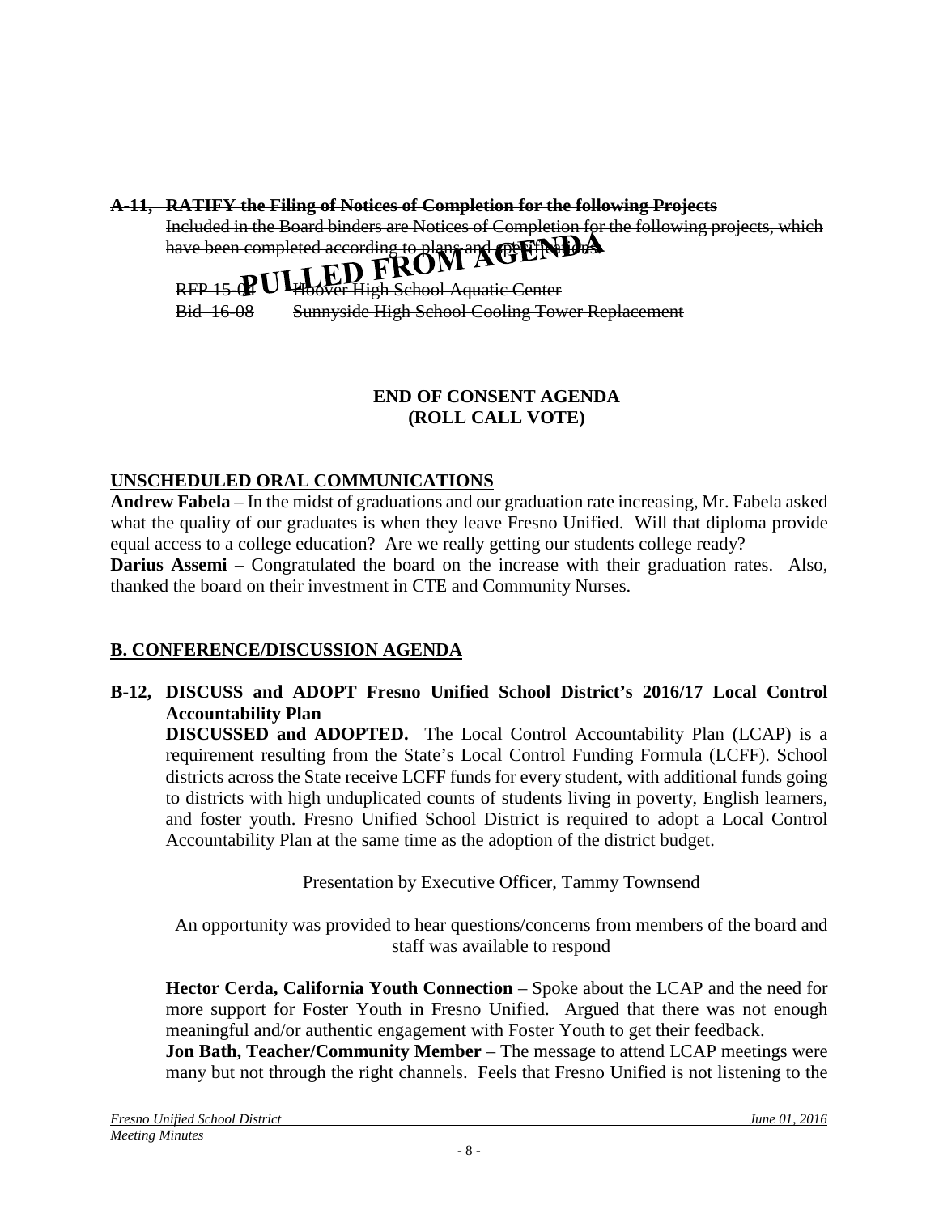~~**A-11, RATIFY the Filing of Notices of Completion for the following Projects**~~
~~Included in the Board binders are Notices of Completion for the following projects, which have been completed according to plans and specifications.~~

**PULLED FROM AGENDA**

~~RFP 15-04 Hoover High School Aquatic Center~~
~~Bid 16-08 Sunnyside High School Cooling Tower Replacement~~

**END OF CONSENT AGENDA**
**(ROLL CALL VOTE)**

## UNSCHEDULED ORAL COMMUNICATIONS

**Andrew Fabela** – In the midst of graduations and our graduation rate increasing, Mr. Fabela asked what the quality of our graduates is when they leave Fresno Unified. Will that diploma provide equal access to a college education? Are we really getting our students college ready?

**Darius Assemi** – Congratulated the board on the increase with their graduation rates. Also, thanked the board on their investment in CTE and Community Nurses.

## B. CONFERENCE/DISCUSSION AGENDA

**B-12, DISCUSS and ADOPT Fresno Unified School District's 2016/17 Local Control Accountability Plan**

**DISCUSSED and ADOPTED.** The Local Control Accountability Plan (LCAP) is a requirement resulting from the State's Local Control Funding Formula (LCFF). School districts across the State receive LCFF funds for every student, with additional funds going to districts with high unduplicated counts of students living in poverty, English learners, and foster youth. Fresno Unified School District is required to adopt a Local Control Accountability Plan at the same time as the adoption of the district budget.

Presentation by Executive Officer, Tammy Townsend

An opportunity was provided to hear questions/concerns from members of the board and staff was available to respond

**Hector Cerda, California Youth Connection** – Spoke about the LCAP and the need for more support for Foster Youth in Fresno Unified. Argued that there was not enough meaningful and/or authentic engagement with Foster Youth to get their feedback.

**Jon Bath, Teacher/Community Member** – The message to attend LCAP meetings were many but not through the right channels. Feels that Fresno Unified is not listening to the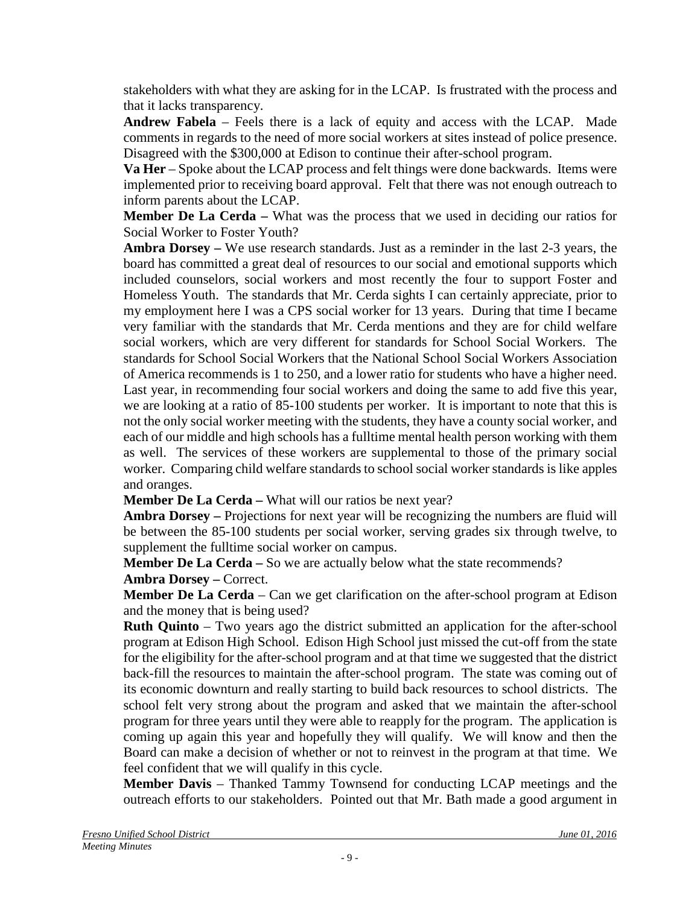stakeholders with what they are asking for in the LCAP. Is frustrated with the process and that it lacks transparency.

**Andrew Fabela** – Feels there is a lack of equity and access with the LCAP. Made comments in regards to the need of more social workers at sites instead of police presence. Disagreed with the $300,000 at Edison to continue their after-school program.

**Va Her** – Spoke about the LCAP process and felt things were done backwards. Items were implemented prior to receiving board approval. Felt that there was not enough outreach to inform parents about the LCAP.

**Member De La Cerda –** What was the process that we used in deciding our ratios for Social Worker to Foster Youth?

**Ambra Dorsey –** We use research standards. Just as a reminder in the last 2-3 years, the board has committed a great deal of resources to our social and emotional supports which included counselors, social workers and most recently the four to support Foster and Homeless Youth. The standards that Mr. Cerda sights I can certainly appreciate, prior to my employment here I was a CPS social worker for 13 years. During that time I became very familiar with the standards that Mr. Cerda mentions and they are for child welfare social workers, which are very different for standards for School Social Workers. The standards for School Social Workers that the National School Social Workers Association of America recommends is 1 to 250, and a lower ratio for students who have a higher need. Last year, in recommending four social workers and doing the same to add five this year, we are looking at a ratio of 85-100 students per worker. It is important to note that this is not the only social worker meeting with the students, they have a county social worker, and each of our middle and high schools has a fulltime mental health person working with them as well. The services of these workers are supplemental to those of the primary social worker. Comparing child welfare standards to school social worker standards is like apples and oranges.

**Member De La Cerda –** What will our ratios be next year?

**Ambra Dorsey –** Projections for next year will be recognizing the numbers are fluid will be between the 85-100 students per social worker, serving grades six through twelve, to supplement the fulltime social worker on campus.

**Member De La Cerda –** So we are actually below what the state recommends?

**Ambra Dorsey –** Correct.

**Member De La Cerda** – Can we get clarification on the after-school program at Edison and the money that is being used?

**Ruth Quinto** – Two years ago the district submitted an application for the after-school program at Edison High School. Edison High School just missed the cut-off from the state for the eligibility for the after-school program and at that time we suggested that the district back-fill the resources to maintain the after-school program. The state was coming out of its economic downturn and really starting to build back resources to school districts. The school felt very strong about the program and asked that we maintain the after-school program for three years until they were able to reapply for the program. The application is coming up again this year and hopefully they will qualify. We will know and then the Board can make a decision of whether or not to reinvest in the program at that time. We feel confident that we will qualify in this cycle.

**Member Davis** – Thanked Tammy Townsend for conducting LCAP meetings and the outreach efforts to our stakeholders. Pointed out that Mr. Bath made a good argument in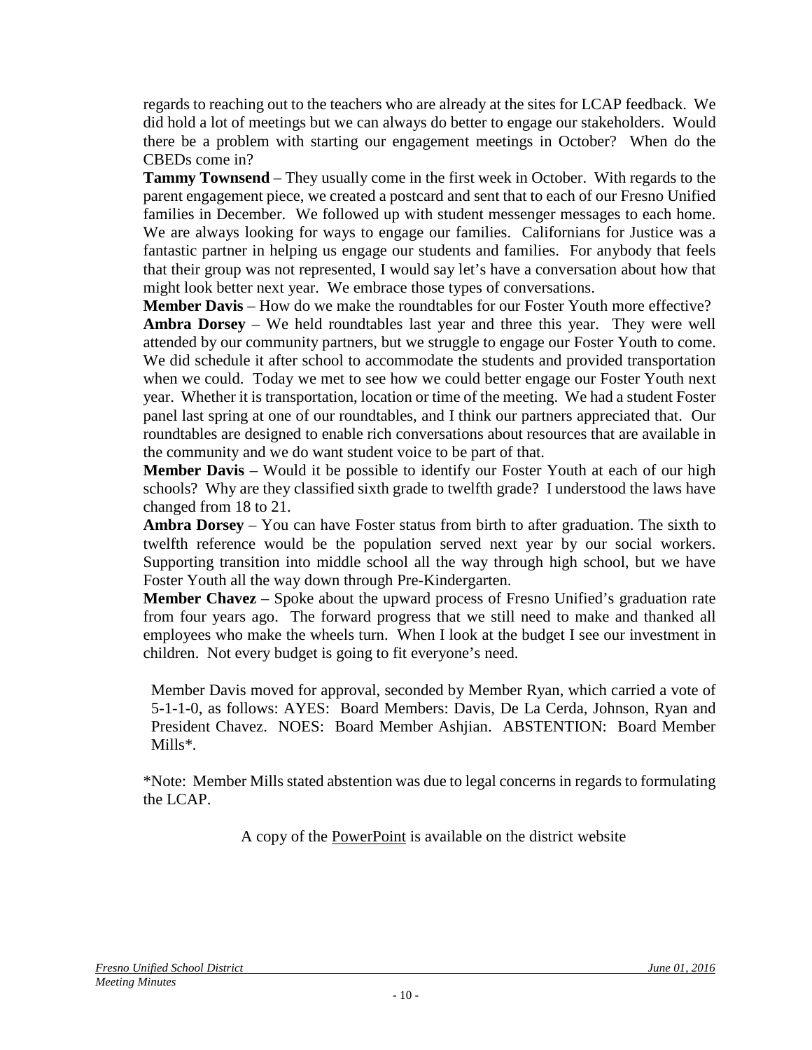regards to reaching out to the teachers who are already at the sites for LCAP feedback. We did hold a lot of meetings but we can always do better to engage our stakeholders. Would there be a problem with starting our engagement meetings in October? When do the CBEDs come in?

**Tammy Townsend** – They usually come in the first week in October. With regards to the parent engagement piece, we created a postcard and sent that to each of our Fresno Unified families in December. We followed up with student messenger messages to each home. We are always looking for ways to engage our families. Californians for Justice was a fantastic partner in helping us engage our students and families. For anybody that feels that their group was not represented, I would say let's have a conversation about how that might look better next year. We embrace those types of conversations.

**Member Davis** – How do we make the roundtables for our Foster Youth more effective?

**Ambra Dorsey** – We held roundtables last year and three this year. They were well attended by our community partners, but we struggle to engage our Foster Youth to come. We did schedule it after school to accommodate the students and provided transportation when we could. Today we met to see how we could better engage our Foster Youth next year. Whether it is transportation, location or time of the meeting. We had a student Foster panel last spring at one of our roundtables, and I think our partners appreciated that. Our roundtables are designed to enable rich conversations about resources that are available in the community and we do want student voice to be part of that.

**Member Davis** – Would it be possible to identify our Foster Youth at each of our high schools? Why are they classified sixth grade to twelfth grade? I understood the laws have changed from 18 to 21.

**Ambra Dorsey** – You can have Foster status from birth to after graduation. The sixth to twelfth reference would be the population served next year by our social workers. Supporting transition into middle school all the way through high school, but we have Foster Youth all the way down through Pre-Kindergarten.

**Member Chavez** – Spoke about the upward process of Fresno Unified's graduation rate from four years ago. The forward progress that we still need to make and thanked all employees who make the wheels turn. When I look at the budget I see our investment in children. Not every budget is going to fit everyone's need.

Member Davis moved for approval, seconded by Member Ryan, which carried a vote of 5-1-1-0, as follows: AYES: Board Members: Davis, De La Cerda, Johnson, Ryan and President Chavez. NOES: Board Member Ashjian. ABSTENTION: Board Member Mills*.

*Note: Member Mills stated abstention was due to legal concerns in regards to formulating the LCAP.

A copy of the PowerPoint is available on the district website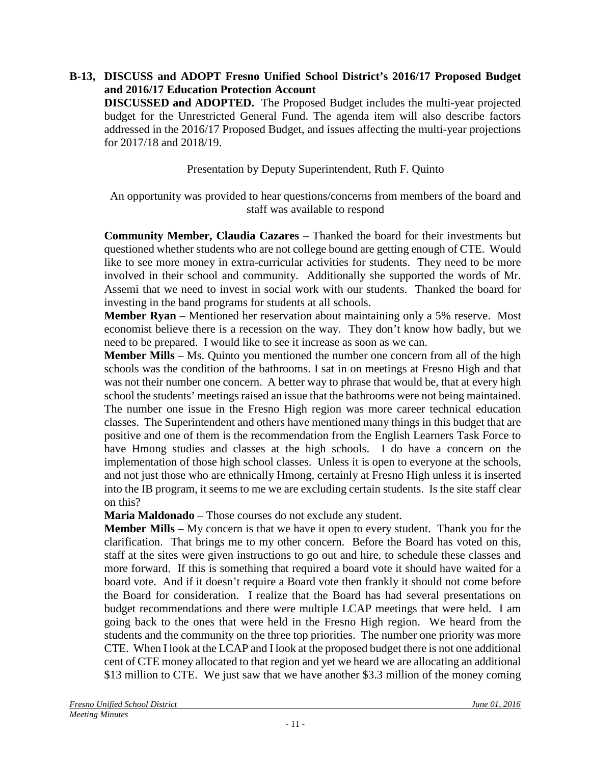**B-13, DISCUSS and ADOPT Fresno Unified School District's 2016/17 Proposed Budget and 2016/17 Education Protection Account**

**DISCUSSED and ADOPTED.** The Proposed Budget includes the multi-year projected budget for the Unrestricted General Fund. The agenda item will also describe factors addressed in the 2016/17 Proposed Budget, and issues affecting the multi-year projections for 2017/18 and 2018/19.

Presentation by Deputy Superintendent, Ruth F. Quinto

An opportunity was provided to hear questions/concerns from members of the board and staff was available to respond

**Community Member, Claudia Cazares** – Thanked the board for their investments but questioned whether students who are not college bound are getting enough of CTE. Would like to see more money in extra-curricular activities for students. They need to be more involved in their school and community. Additionally she supported the words of Mr. Assemi that we need to invest in social work with our students. Thanked the board for investing in the band programs for students at all schools.

**Member Ryan** – Mentioned her reservation about maintaining only a 5% reserve. Most economist believe there is a recession on the way. They don't know how badly, but we need to be prepared. I would like to see it increase as soon as we can.

**Member Mills** – Ms. Quinto you mentioned the number one concern from all of the high schools was the condition of the bathrooms. I sat in on meetings at Fresno High and that was not their number one concern. A better way to phrase that would be, that at every high school the students' meetings raised an issue that the bathrooms were not being maintained. The number one issue in the Fresno High region was more career technical education classes. The Superintendent and others have mentioned many things in this budget that are positive and one of them is the recommendation from the English Learners Task Force to have Hmong studies and classes at the high schools. I do have a concern on the implementation of those high school classes. Unless it is open to everyone at the schools, and not just those who are ethnically Hmong, certainly at Fresno High unless it is inserted into the IB program, it seems to me we are excluding certain students. Is the site staff clear on this?

**Maria Maldonado** – Those courses do not exclude any student.

**Member Mills** – My concern is that we have it open to every student. Thank you for the clarification. That brings me to my other concern. Before the Board has voted on this, staff at the sites were given instructions to go out and hire, to schedule these classes and more forward. If this is something that required a board vote it should have waited for a board vote. And if it doesn't require a Board vote then frankly it should not come before the Board for consideration. I realize that the Board has had several presentations on budget recommendations and there were multiple LCAP meetings that were held. I am going back to the ones that were held in the Fresno High region. We heard from the students and the community on the three top priorities. The number one priority was more CTE. When I look at the LCAP and I look at the proposed budget there is not one additional cent of CTE money allocated to that region and yet we heard we are allocating an additional $13 million to CTE. We just saw that we have another $3.3 million of the money coming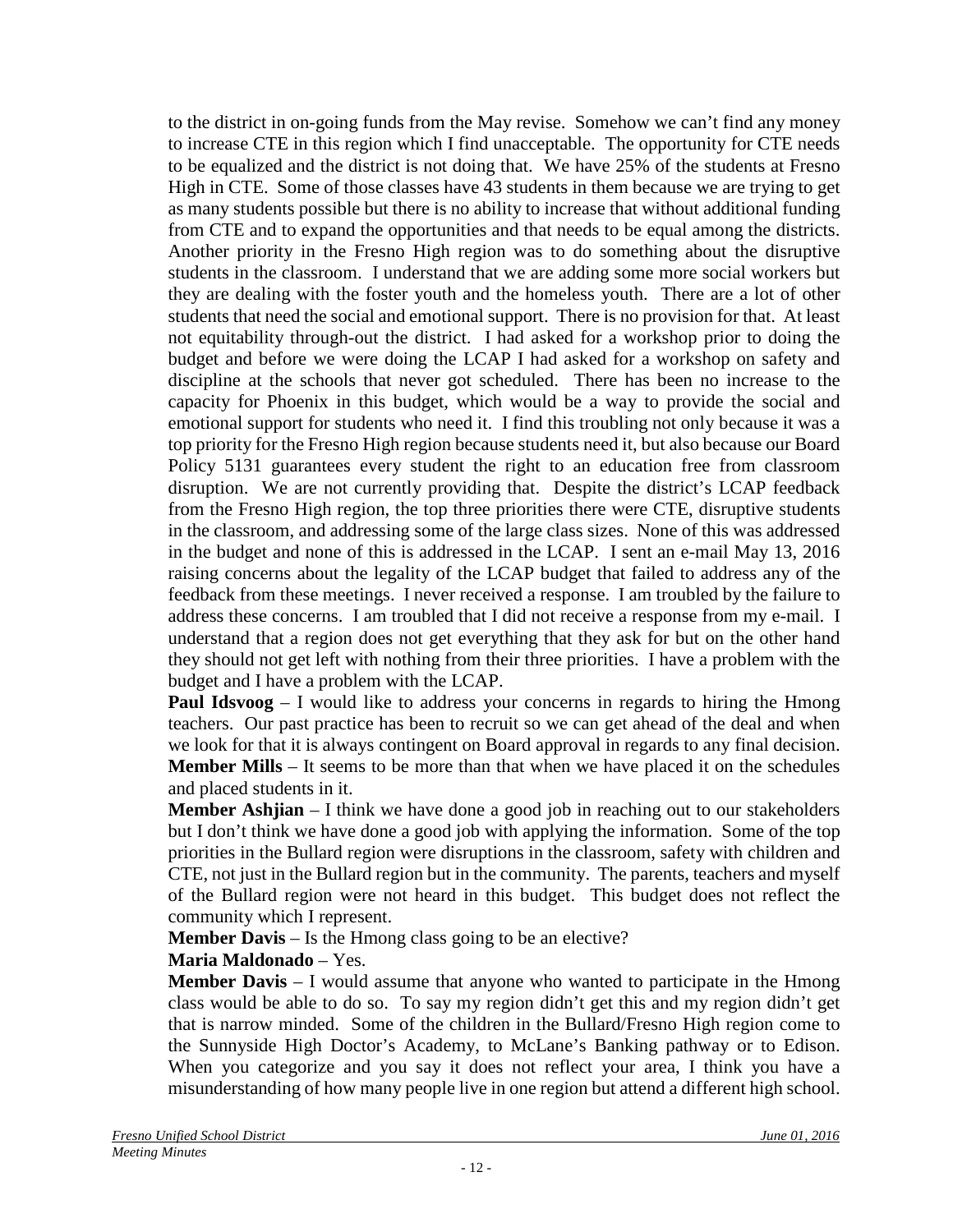to the district in on-going funds from the May revise. Somehow we can't find any money to increase CTE in this region which I find unacceptable. The opportunity for CTE needs to be equalized and the district is not doing that. We have 25% of the students at Fresno High in CTE. Some of those classes have 43 students in them because we are trying to get as many students possible but there is no ability to increase that without additional funding from CTE and to expand the opportunities and that needs to be equal among the districts. Another priority in the Fresno High region was to do something about the disruptive students in the classroom. I understand that we are adding some more social workers but they are dealing with the foster youth and the homeless youth. There are a lot of other students that need the social and emotional support. There is no provision for that. At least not equitability through-out the district. I had asked for a workshop prior to doing the budget and before we were doing the LCAP I had asked for a workshop on safety and discipline at the schools that never got scheduled. There has been no increase to the capacity for Phoenix in this budget, which would be a way to provide the social and emotional support for students who need it. I find this troubling not only because it was a top priority for the Fresno High region because students need it, but also because our Board Policy 5131 guarantees every student the right to an education free from classroom disruption. We are not currently providing that. Despite the district's LCAP feedback from the Fresno High region, the top three priorities there were CTE, disruptive students in the classroom, and addressing some of the large class sizes. None of this was addressed in the budget and none of this is addressed in the LCAP. I sent an e-mail May 13, 2016 raising concerns about the legality of the LCAP budget that failed to address any of the feedback from these meetings. I never received a response. I am troubled by the failure to address these concerns. I am troubled that I did not receive a response from my e-mail. I understand that a region does not get everything that they ask for but on the other hand they should not get left with nothing from their three priorities. I have a problem with the budget and I have a problem with the LCAP.

**Paul Idsvoog** – I would like to address your concerns in regards to hiring the Hmong teachers. Our past practice has been to recruit so we can get ahead of the deal and when we look for that it is always contingent on Board approval in regards to any final decision.

**Member Mills** – It seems to be more than that when we have placed it on the schedules and placed students in it.

**Member Ashjian** – I think we have done a good job in reaching out to our stakeholders but I don't think we have done a good job with applying the information. Some of the top priorities in the Bullard region were disruptions in the classroom, safety with children and CTE, not just in the Bullard region but in the community. The parents, teachers and myself of the Bullard region were not heard in this budget. This budget does not reflect the community which I represent.

**Member Davis** – Is the Hmong class going to be an elective?

**Maria Maldonado** – Yes.

**Member Davis** – I would assume that anyone who wanted to participate in the Hmong class would be able to do so. To say my region didn't get this and my region didn't get that is narrow minded. Some of the children in the Bullard/Fresno High region come to the Sunnyside High Doctor's Academy, to McLane's Banking pathway or to Edison. When you categorize and you say it does not reflect your area, I think you have a misunderstanding of how many people live in one region but attend a different high school.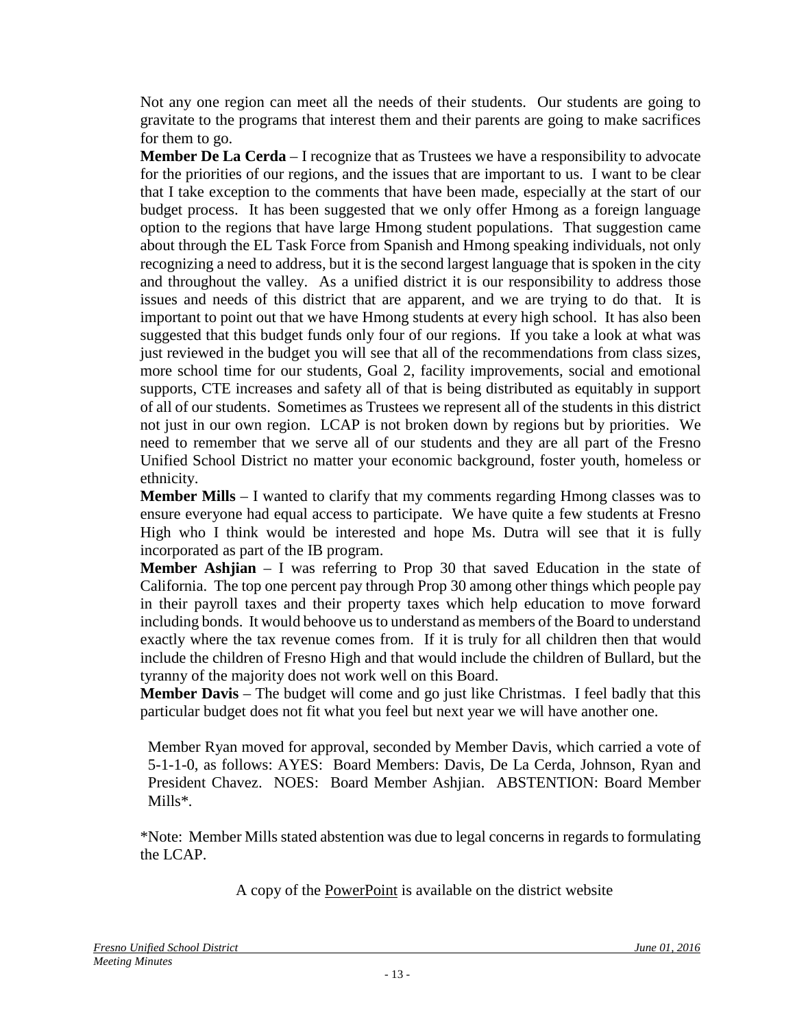Not any one region can meet all the needs of their students. Our students are going to gravitate to the programs that interest them and their parents are going to make sacrifices for them to go.

**Member De La Cerda** – I recognize that as Trustees we have a responsibility to advocate for the priorities of our regions, and the issues that are important to us. I want to be clear that I take exception to the comments that have been made, especially at the start of our budget process. It has been suggested that we only offer Hmong as a foreign language option to the regions that have large Hmong student populations. That suggestion came about through the EL Task Force from Spanish and Hmong speaking individuals, not only recognizing a need to address, but it is the second largest language that is spoken in the city and throughout the valley. As a unified district it is our responsibility to address those issues and needs of this district that are apparent, and we are trying to do that. It is important to point out that we have Hmong students at every high school. It has also been suggested that this budget funds only four of our regions. If you take a look at what was just reviewed in the budget you will see that all of the recommendations from class sizes, more school time for our students, Goal 2, facility improvements, social and emotional supports, CTE increases and safety all of that is being distributed as equitably in support of all of our students. Sometimes as Trustees we represent all of the students in this district not just in our own region. LCAP is not broken down by regions but by priorities. We need to remember that we serve all of our students and they are all part of the Fresno Unified School District no matter your economic background, foster youth, homeless or ethnicity.

**Member Mills** – I wanted to clarify that my comments regarding Hmong classes was to ensure everyone had equal access to participate. We have quite a few students at Fresno High who I think would be interested and hope Ms. Dutra will see that it is fully incorporated as part of the IB program.

**Member Ashjian** – I was referring to Prop 30 that saved Education in the state of California. The top one percent pay through Prop 30 among other things which people pay in their payroll taxes and their property taxes which help education to move forward including bonds. It would behoove us to understand as members of the Board to understand exactly where the tax revenue comes from. If it is truly for all children then that would include the children of Fresno High and that would include the children of Bullard, but the tyranny of the majority does not work well on this Board.

**Member Davis** – The budget will come and go just like Christmas. I feel badly that this particular budget does not fit what you feel but next year we will have another one.

Member Ryan moved for approval, seconded by Member Davis, which carried a vote of 5-1-1-0, as follows: AYES: Board Members: Davis, De La Cerda, Johnson, Ryan and President Chavez. NOES: Board Member Ashjian. ABSTENTION: Board Member Mills*.

*Note: Member Mills stated abstention was due to legal concerns in regards to formulating the LCAP.

A copy of the PowerPoint is available on the district website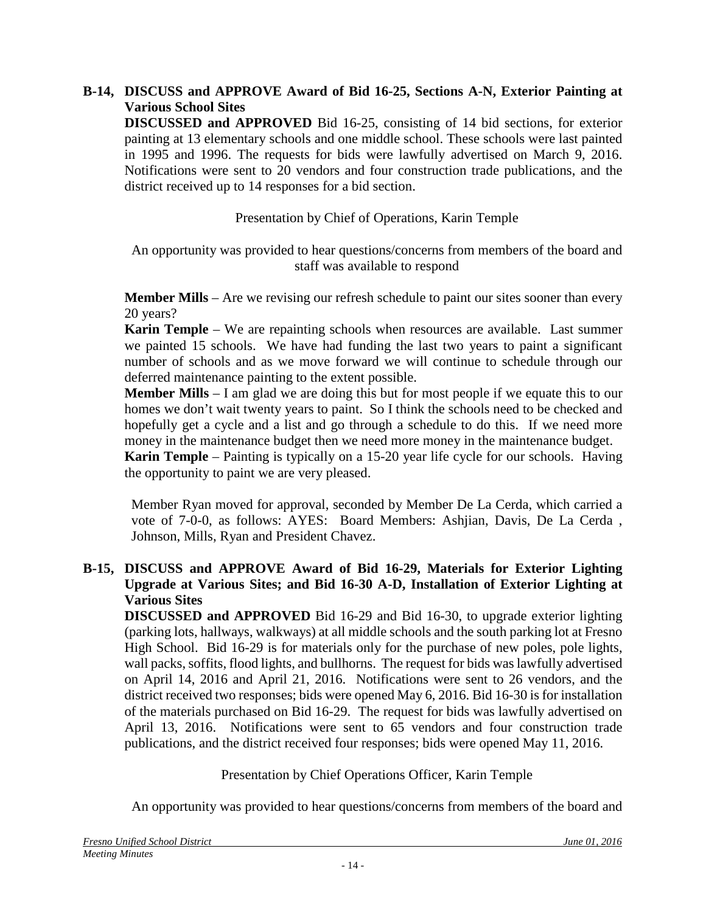**B-14, DISCUSS and APPROVE Award of Bid 16-25, Sections A-N, Exterior Painting at Various School Sites**

**DISCUSSED and APPROVED** Bid 16-25, consisting of 14 bid sections, for exterior painting at 13 elementary schools and one middle school. These schools were last painted in 1995 and 1996. The requests for bids were lawfully advertised on March 9, 2016. Notifications were sent to 20 vendors and four construction trade publications, and the district received up to 14 responses for a bid section.

Presentation by Chief of Operations, Karin Temple

An opportunity was provided to hear questions/concerns from members of the board and staff was available to respond

**Member Mills** – Are we revising our refresh schedule to paint our sites sooner than every 20 years?

**Karin Temple** – We are repainting schools when resources are available. Last summer we painted 15 schools. We have had funding the last two years to paint a significant number of schools and as we move forward we will continue to schedule through our deferred maintenance painting to the extent possible.

**Member Mills** – I am glad we are doing this but for most people if we equate this to our homes we don't wait twenty years to paint. So I think the schools need to be checked and hopefully get a cycle and a list and go through a schedule to do this. If we need more money in the maintenance budget then we need more money in the maintenance budget.

**Karin Temple** – Painting is typically on a 15-20 year life cycle for our schools. Having the opportunity to paint we are very pleased.

Member Ryan moved for approval, seconded by Member De La Cerda, which carried a vote of 7-0-0, as follows: AYES: Board Members: Ashjian, Davis, De La Cerda , Johnson, Mills, Ryan and President Chavez.

**B-15, DISCUSS and APPROVE Award of Bid 16-29, Materials for Exterior Lighting Upgrade at Various Sites; and Bid 16-30 A-D, Installation of Exterior Lighting at Various Sites**

**DISCUSSED and APPROVED** Bid 16-29 and Bid 16-30, to upgrade exterior lighting (parking lots, hallways, walkways) at all middle schools and the south parking lot at Fresno High School. Bid 16-29 is for materials only for the purchase of new poles, pole lights, wall packs, soffits, flood lights, and bullhorns. The request for bids was lawfully advertised on April 14, 2016 and April 21, 2016. Notifications were sent to 26 vendors, and the district received two responses; bids were opened May 6, 2016. Bid 16-30 is for installation of the materials purchased on Bid 16-29. The request for bids was lawfully advertised on April 13, 2016. Notifications were sent to 65 vendors and four construction trade publications, and the district received four responses; bids were opened May 11, 2016.

Presentation by Chief Operations Officer, Karin Temple

An opportunity was provided to hear questions/concerns from members of the board and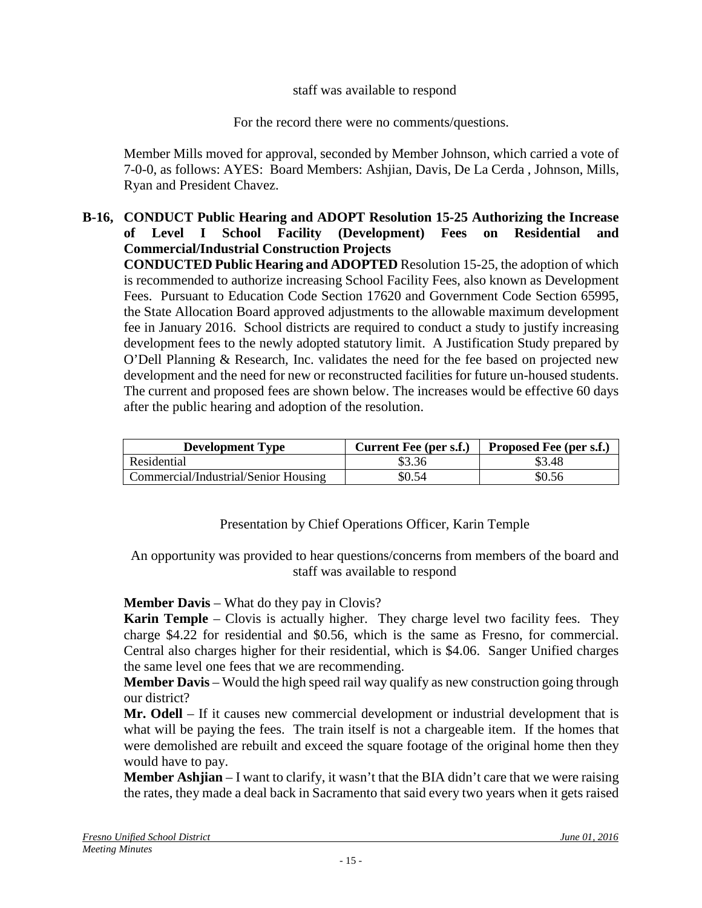staff was available to respond

For the record there were no comments/questions.

Member Mills moved for approval, seconded by Member Johnson, which carried a vote of 7-0-0, as follows: AYES: Board Members: Ashjian, Davis, De La Cerda , Johnson, Mills, Ryan and President Chavez.

**B-16, CONDUCT Public Hearing and ADOPT Resolution 15-25 Authorizing the Increase of Level I School Facility (Development) Fees on Residential and Commercial/Industrial Construction Projects**

**CONDUCTED Public Hearing and ADOPTED** Resolution 15-25, the adoption of which is recommended to authorize increasing School Facility Fees, also known as Development Fees. Pursuant to Education Code Section 17620 and Government Code Section 65995, the State Allocation Board approved adjustments to the allowable maximum development fee in January 2016. School districts are required to conduct a study to justify increasing development fees to the newly adopted statutory limit. A Justification Study prepared by O'Dell Planning & Research, Inc. validates the need for the fee based on projected new development and the need for new or reconstructed facilities for future un-housed students. The current and proposed fees are shown below. The increases would be effective 60 days after the public hearing and adoption of the resolution.

| Development Type | Current Fee (per s.f.) | Proposed Fee (per s.f.) |
|---|---|---|
| Residential | $3.36 | $3.48 |
| Commercial/Industrial/Senior Housing | $0.54 | $0.56 |

Presentation by Chief Operations Officer, Karin Temple

An opportunity was provided to hear questions/concerns from members of the board and staff was available to respond

**Member Davis** – What do they pay in Clovis?

**Karin Temple** – Clovis is actually higher. They charge level two facility fees. They charge $4.22 for residential and $0.56, which is the same as Fresno, for commercial. Central also charges higher for their residential, which is $4.06. Sanger Unified charges the same level one fees that we are recommending.

**Member Davis** – Would the high speed rail way qualify as new construction going through our district?

**Mr. Odell** – If it causes new commercial development or industrial development that is what will be paying the fees. The train itself is not a chargeable item. If the homes that were demolished are rebuilt and exceed the square footage of the original home then they would have to pay.

**Member Ashjian** – I want to clarify, it wasn't that the BIA didn't care that we were raising the rates, they made a deal back in Sacramento that said every two years when it gets raised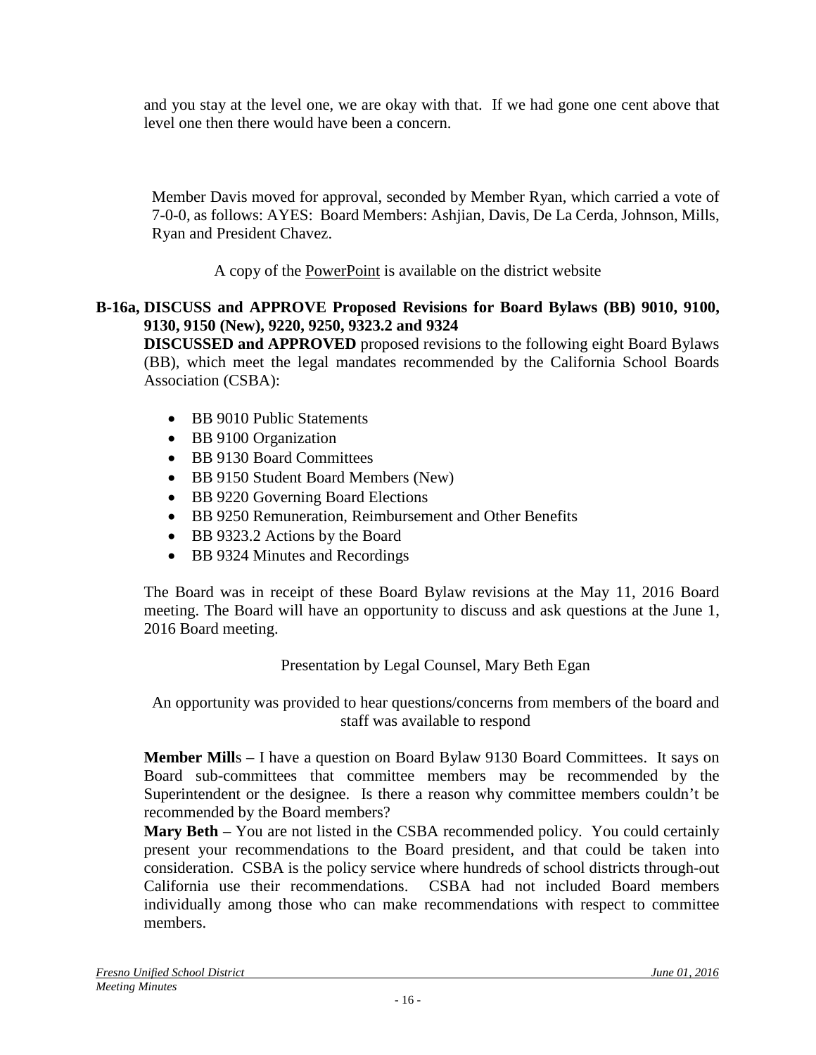and you stay at the level one, we are okay with that. If we had gone one cent above that level one then there would have been a concern.

Member Davis moved for approval, seconded by Member Ryan, which carried a vote of 7-0-0, as follows: AYES: Board Members: Ashjian, Davis, De La Cerda, Johnson, Mills, Ryan and President Chavez.

A copy of the PowerPoint is available on the district website

**B-16a, DISCUSS and APPROVE Proposed Revisions for Board Bylaws (BB) 9010, 9100, 9130, 9150 (New), 9220, 9250, 9323.2 and 9324**

**DISCUSSED and APPROVED** proposed revisions to the following eight Board Bylaws (BB), which meet the legal mandates recommended by the California School Boards Association (CSBA):

- BB 9010 Public Statements
- BB 9100 Organization
- BB 9130 Board Committees
- BB 9150 Student Board Members (New)
- BB 9220 Governing Board Elections
- BB 9250 Remuneration, Reimbursement and Other Benefits
- BB 9323.2 Actions by the Board
- BB 9324 Minutes and Recordings

The Board was in receipt of these Board Bylaw revisions at the May 11, 2016 Board meeting. The Board will have an opportunity to discuss and ask questions at the June 1, 2016 Board meeting.

Presentation by Legal Counsel, Mary Beth Egan

An opportunity was provided to hear questions/concerns from members of the board and staff was available to respond

**Member Mill**s – I have a question on Board Bylaw 9130 Board Committees. It says on Board sub-committees that committee members may be recommended by the Superintendent or the designee. Is there a reason why committee members couldn't be recommended by the Board members?

**Mary Beth** – You are not listed in the CSBA recommended policy. You could certainly present your recommendations to the Board president, and that could be taken into consideration. CSBA is the policy service where hundreds of school districts through-out California use their recommendations. CSBA had not included Board members individually among those who can make recommendations with respect to committee members.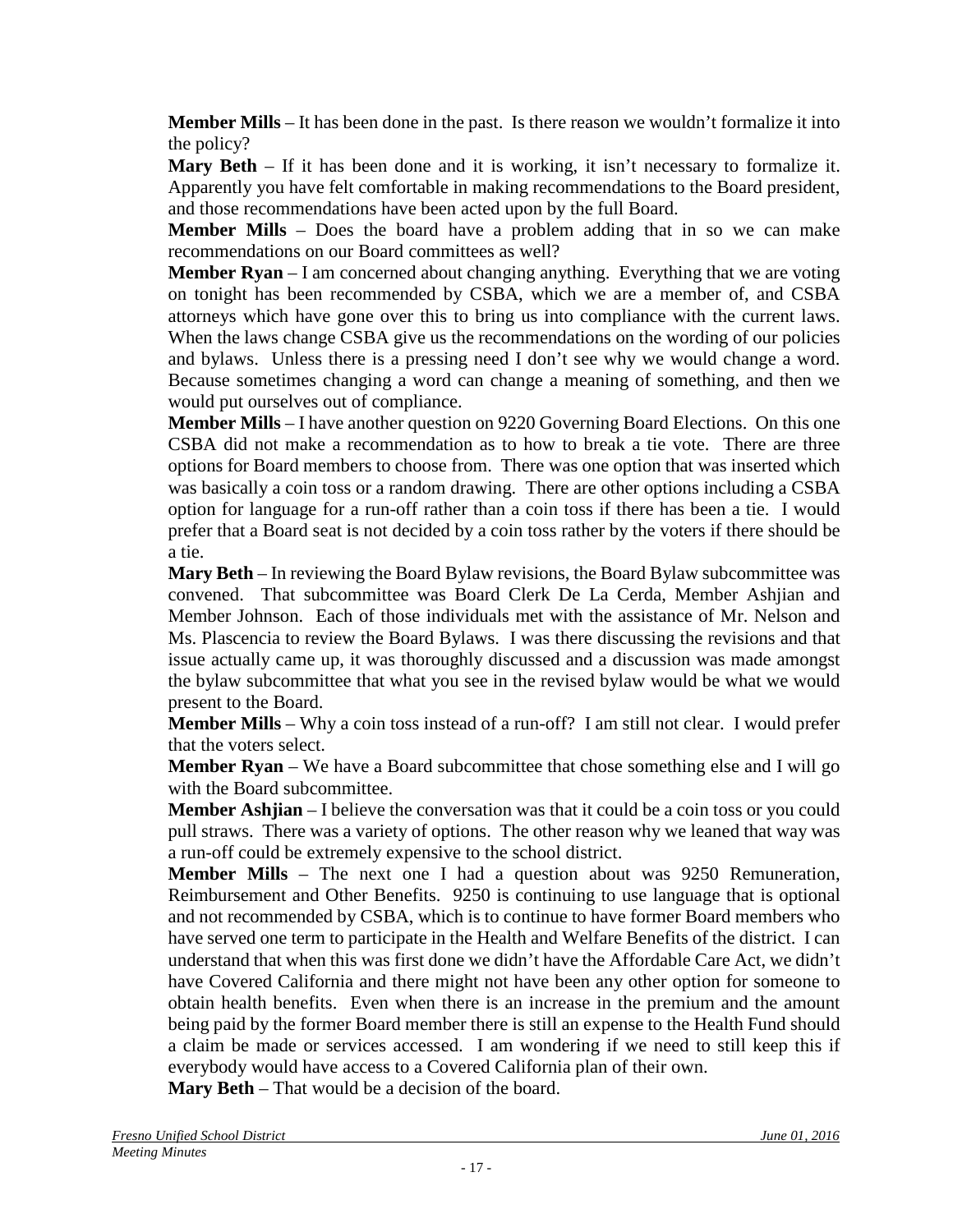**Member Mills** – It has been done in the past. Is there reason we wouldn't formalize it into the policy?

**Mary Beth** – If it has been done and it is working, it isn't necessary to formalize it. Apparently you have felt comfortable in making recommendations to the Board president, and those recommendations have been acted upon by the full Board.

**Member Mills** – Does the board have a problem adding that in so we can make recommendations on our Board committees as well?

**Member Ryan** – I am concerned about changing anything. Everything that we are voting on tonight has been recommended by CSBA, which we are a member of, and CSBA attorneys which have gone over this to bring us into compliance with the current laws. When the laws change CSBA give us the recommendations on the wording of our policies and bylaws. Unless there is a pressing need I don't see why we would change a word. Because sometimes changing a word can change a meaning of something, and then we would put ourselves out of compliance.

**Member Mills** – I have another question on 9220 Governing Board Elections. On this one CSBA did not make a recommendation as to how to break a tie vote. There are three options for Board members to choose from. There was one option that was inserted which was basically a coin toss or a random drawing. There are other options including a CSBA option for language for a run-off rather than a coin toss if there has been a tie. I would prefer that a Board seat is not decided by a coin toss rather by the voters if there should be a tie.

**Mary Beth** – In reviewing the Board Bylaw revisions, the Board Bylaw subcommittee was convened. That subcommittee was Board Clerk De La Cerda, Member Ashjian and Member Johnson. Each of those individuals met with the assistance of Mr. Nelson and Ms. Plascencia to review the Board Bylaws. I was there discussing the revisions and that issue actually came up, it was thoroughly discussed and a discussion was made amongst the bylaw subcommittee that what you see in the revised bylaw would be what we would present to the Board.

**Member Mills** – Why a coin toss instead of a run-off? I am still not clear. I would prefer that the voters select.

**Member Ryan** – We have a Board subcommittee that chose something else and I will go with the Board subcommittee.

**Member Ashjian** – I believe the conversation was that it could be a coin toss or you could pull straws. There was a variety of options. The other reason why we leaned that way was a run-off could be extremely expensive to the school district.

**Member Mills** – The next one I had a question about was 9250 Remuneration, Reimbursement and Other Benefits. 9250 is continuing to use language that is optional and not recommended by CSBA, which is to continue to have former Board members who have served one term to participate in the Health and Welfare Benefits of the district. I can understand that when this was first done we didn't have the Affordable Care Act, we didn't have Covered California and there might not have been any other option for someone to obtain health benefits. Even when there is an increase in the premium and the amount being paid by the former Board member there is still an expense to the Health Fund should a claim be made or services accessed. I am wondering if we need to still keep this if everybody would have access to a Covered California plan of their own.

**Mary Beth** – That would be a decision of the board.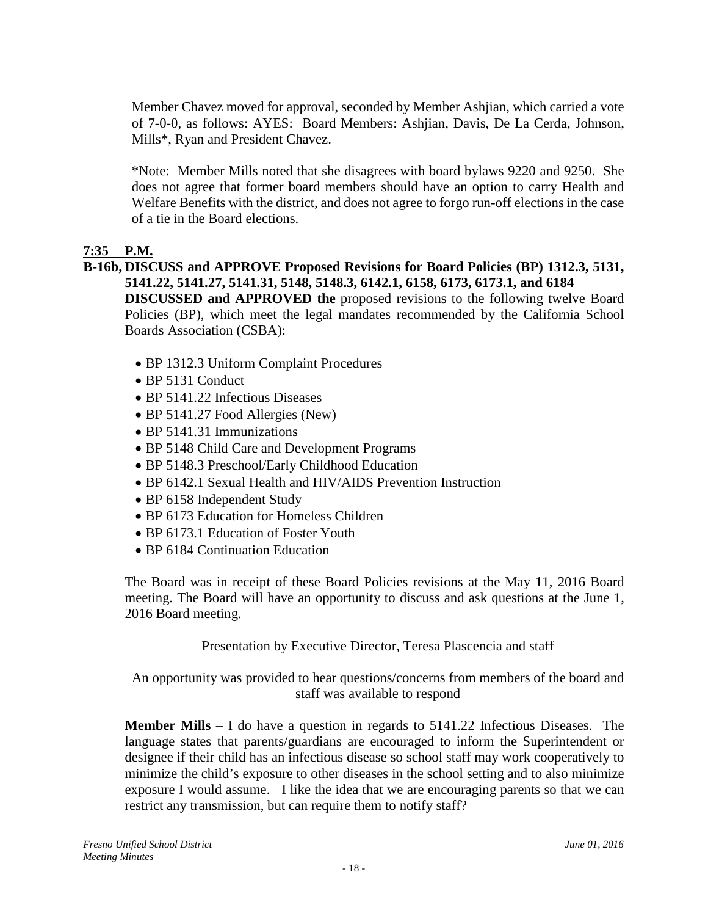Member Chavez moved for approval, seconded by Member Ashjian, which carried a vote of 7-0-0, as follows: AYES: Board Members: Ashjian, Davis, De La Cerda, Johnson, Mills*, Ryan and President Chavez.

*Note: Member Mills noted that she disagrees with board bylaws 9220 and 9250. She does not agree that former board members should have an option to carry Health and Welfare Benefits with the district, and does not agree to forgo run-off elections in the case of a tie in the Board elections.

**7:35 P.M.**

**B-16b, DISCUSS and APPROVE Proposed Revisions for Board Policies (BP) 1312.3, 5131, 5141.22, 5141.27, 5141.31, 5148, 5148.3, 6142.1, 6158, 6173, 6173.1, and 6184**

**DISCUSSED and APPROVED the** proposed revisions to the following twelve Board Policies (BP), which meet the legal mandates recommended by the California School Boards Association (CSBA):

- BP 1312.3 Uniform Complaint Procedures
- BP 5131 Conduct
- BP 5141.22 Infectious Diseases
- BP 5141.27 Food Allergies (New)
- BP 5141.31 Immunizations
- BP 5148 Child Care and Development Programs
- BP 5148.3 Preschool/Early Childhood Education
- BP 6142.1 Sexual Health and HIV/AIDS Prevention Instruction
- BP 6158 Independent Study
- BP 6173 Education for Homeless Children
- BP 6173.1 Education of Foster Youth
- BP 6184 Continuation Education

The Board was in receipt of these Board Policies revisions at the May 11, 2016 Board meeting. The Board will have an opportunity to discuss and ask questions at the June 1, 2016 Board meeting.

Presentation by Executive Director, Teresa Plascencia and staff

An opportunity was provided to hear questions/concerns from members of the board and staff was available to respond

**Member Mills** – I do have a question in regards to 5141.22 Infectious Diseases. The language states that parents/guardians are encouraged to inform the Superintendent or designee if their child has an infectious disease so school staff may work cooperatively to minimize the child's exposure to other diseases in the school setting and to also minimize exposure I would assume. I like the idea that we are encouraging parents so that we can restrict any transmission, but can require them to notify staff?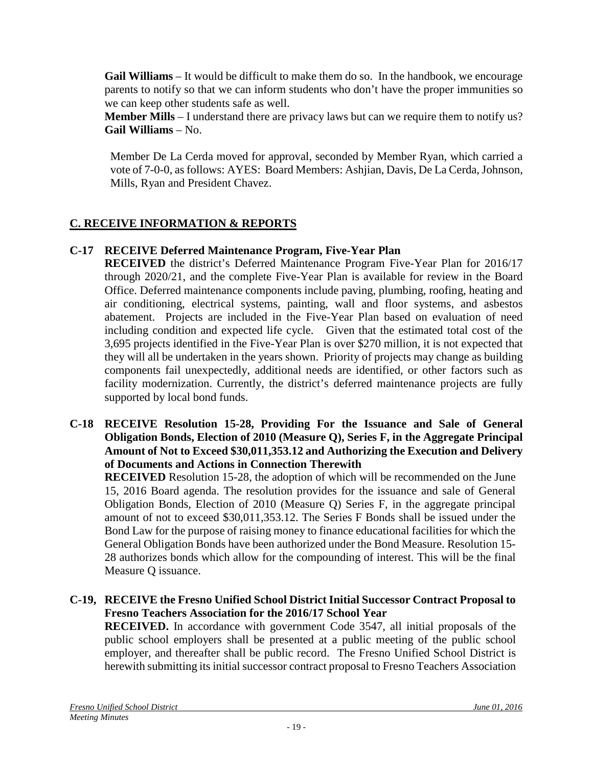**Gail Williams** – It would be difficult to make them do so. In the handbook, we encourage parents to notify so that we can inform students who don't have the proper immunities so we can keep other students safe as well.
**Member Mills** – I understand there are privacy laws but can we require them to notify us?
**Gail Williams** – No.

Member De La Cerda moved for approval, seconded by Member Ryan, which carried a vote of 7-0-0, as follows: AYES: Board Members: Ashjian, Davis, De La Cerda, Johnson, Mills, Ryan and President Chavez.

## C. RECEIVE INFORMATION & REPORTS

**C-17 RECEIVE Deferred Maintenance Program, Five-Year Plan**
**RECEIVED** the district's Deferred Maintenance Program Five-Year Plan for 2016/17 through 2020/21, and the complete Five-Year Plan is available for review in the Board Office. Deferred maintenance components include paving, plumbing, roofing, heating and air conditioning, electrical systems, painting, wall and floor systems, and asbestos abatement. Projects are included in the Five-Year Plan based on evaluation of need including condition and expected life cycle. Given that the estimated total cost of the 3,695 projects identified in the Five-Year Plan is over $270 million, it is not expected that they will all be undertaken in the years shown. Priority of projects may change as building components fail unexpectedly, additional needs are identified, or other factors such as facility modernization. Currently, the district's deferred maintenance projects are fully supported by local bond funds.

**C-18 RECEIVE Resolution 15-28, Providing For the Issuance and Sale of General Obligation Bonds, Election of 2010 (Measure Q), Series F, in the Aggregate Principal Amount of Not to Exceed $30,011,353.12 and Authorizing the Execution and Delivery of Documents and Actions in Connection Therewith**
**RECEIVED** Resolution 15-28, the adoption of which will be recommended on the June 15, 2016 Board agenda. The resolution provides for the issuance and sale of General Obligation Bonds, Election of 2010 (Measure Q) Series F, in the aggregate principal amount of not to exceed $30,011,353.12. The Series F Bonds shall be issued under the Bond Law for the purpose of raising money to finance educational facilities for which the General Obligation Bonds have been authorized under the Bond Measure. Resolution 15-28 authorizes bonds which allow for the compounding of interest. This will be the final Measure Q issuance.

**C-19, RECEIVE the Fresno Unified School District Initial Successor Contract Proposal to Fresno Teachers Association for the 2016/17 School Year**
**RECEIVED.** In accordance with government Code 3547, all initial proposals of the public school employers shall be presented at a public meeting of the public school employer, and thereafter shall be public record. The Fresno Unified School District is herewith submitting its initial successor contract proposal to Fresno Teachers Association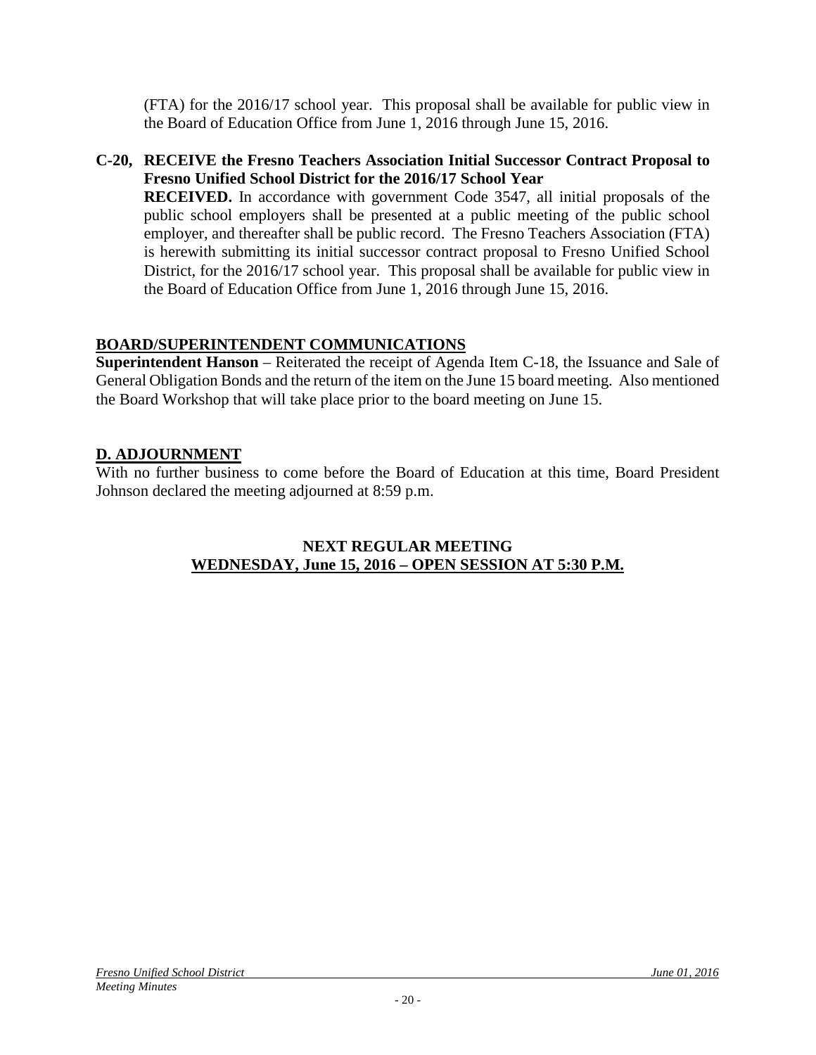(FTA) for the 2016/17 school year. This proposal shall be available for public view in the Board of Education Office from June 1, 2016 through June 15, 2016.

**C-20, RECEIVE the Fresno Teachers Association Initial Successor Contract Proposal to Fresno Unified School District for the 2016/17 School Year**

**RECEIVED.** In accordance with government Code 3547, all initial proposals of the public school employers shall be presented at a public meeting of the public school employer, and thereafter shall be public record. The Fresno Teachers Association (FTA) is herewith submitting its initial successor contract proposal to Fresno Unified School District, for the 2016/17 school year. This proposal shall be available for public view in the Board of Education Office from June 1, 2016 through June 15, 2016.

## BOARD/SUPERINTENDENT COMMUNICATIONS

**Superintendent Hanson** – Reiterated the receipt of Agenda Item C-18, the Issuance and Sale of General Obligation Bonds and the return of the item on the June 15 board meeting. Also mentioned the Board Workshop that will take place prior to the board meeting on June 15.

## D. ADJOURNMENT

With no further business to come before the Board of Education at this time, Board President Johnson declared the meeting adjourned at 8:59 p.m.

**NEXT REGULAR MEETING**
**WEDNESDAY, June 15, 2016 – OPEN SESSION AT 5:30 P.M.**